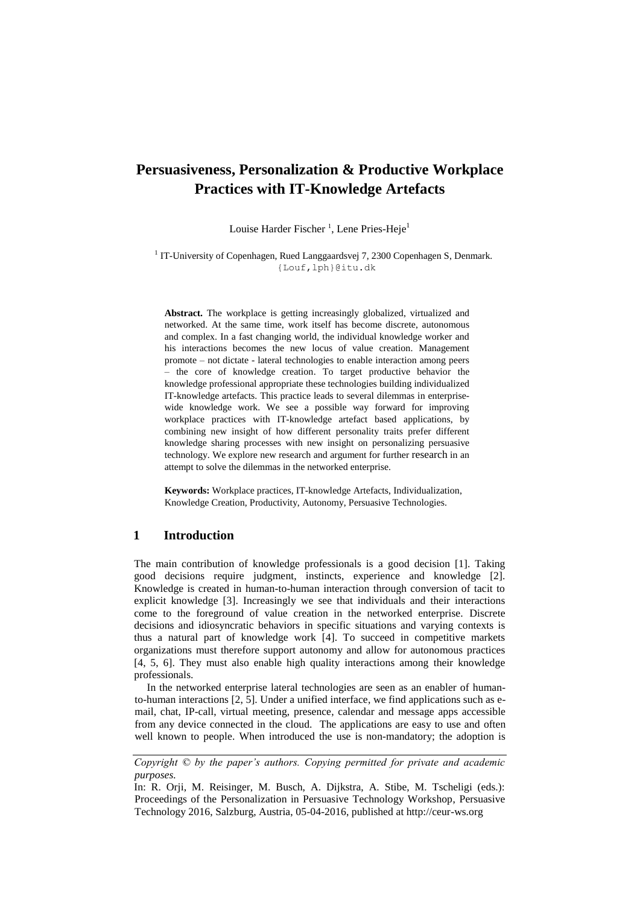# Persuasiveness, Personalization & Productive Workplace Practices with IT-Knowledge Artefacts

Louise Harder Fischer [1], Lene Pries-Heje[1]

[1] IT-University of Copenhagen, Rued Langgaardsvej 7, 2300 Copenhagen S, Denmark. {Louf,lph}@itu.dk

**Abstract.** The workplace is getting increasingly globalized, virtualized and networked. At the same time, work itself has become discrete, autonomous and complex. In a fast changing world, the individual knowledge worker and his interactions becomes the new locus of value creation. Management promote – not dictate - lateral technologies to enable interaction among peers – the core of knowledge creation. To target productive behavior the knowledge professional appropriate these technologies building individualized IT-knowledge artefacts. This practice leads to several dilemmas in enterprise-wide knowledge work. We see a possible way forward for improving workplace practices with IT-knowledge artefact based applications, by combining new insight of how different personality traits prefer different knowledge sharing processes with new insight on personalizing persuasive technology. We explore new research and argument for further research in an attempt to solve the dilemmas in the networked enterprise.

**Keywords:** Workplace practices, IT-knowledge Artefacts, Individualization, Knowledge Creation, Productivity, Autonomy, Persuasive Technologies.

## 1 Introduction

The main contribution of knowledge professionals is a good decision [1]. Taking good decisions require judgment, instincts, experience and knowledge [2]. Knowledge is created in human-to-human interaction through conversion of tacit to explicit knowledge [3]. Increasingly we see that individuals and their interactions come to the foreground of value creation in the networked enterprise. Discrete decisions and idiosyncratic behaviors in specific situations and varying contexts is thus a natural part of knowledge work [4]. To succeed in competitive markets organizations must therefore support autonomy and allow for autonomous practices [4, 5, 6]. They must also enable high quality interactions among their knowledge professionals.

In the networked enterprise lateral technologies are seen as an enabler of human-to-human interactions [2, 5]. Under a unified interface, we find applications such as e-mail, chat, IP-call, virtual meeting, presence, calendar and message apps accessible from any device connected in the cloud. The applications are easy to use and often well known to people. When introduced the use is non-mandatory; the adoption is

*Copyright © by the paper's authors. Copying permitted for private and academic purposes.*

In: R. Orji, M. Reisinger, M. Busch, A. Dijkstra, A. Stibe, M. Tscheligi (eds.): Proceedings of the Personalization in Persuasive Technology Workshop, Persuasive Technology 2016, Salzburg, Austria, 05-04-2016, published at http://ceur-ws.org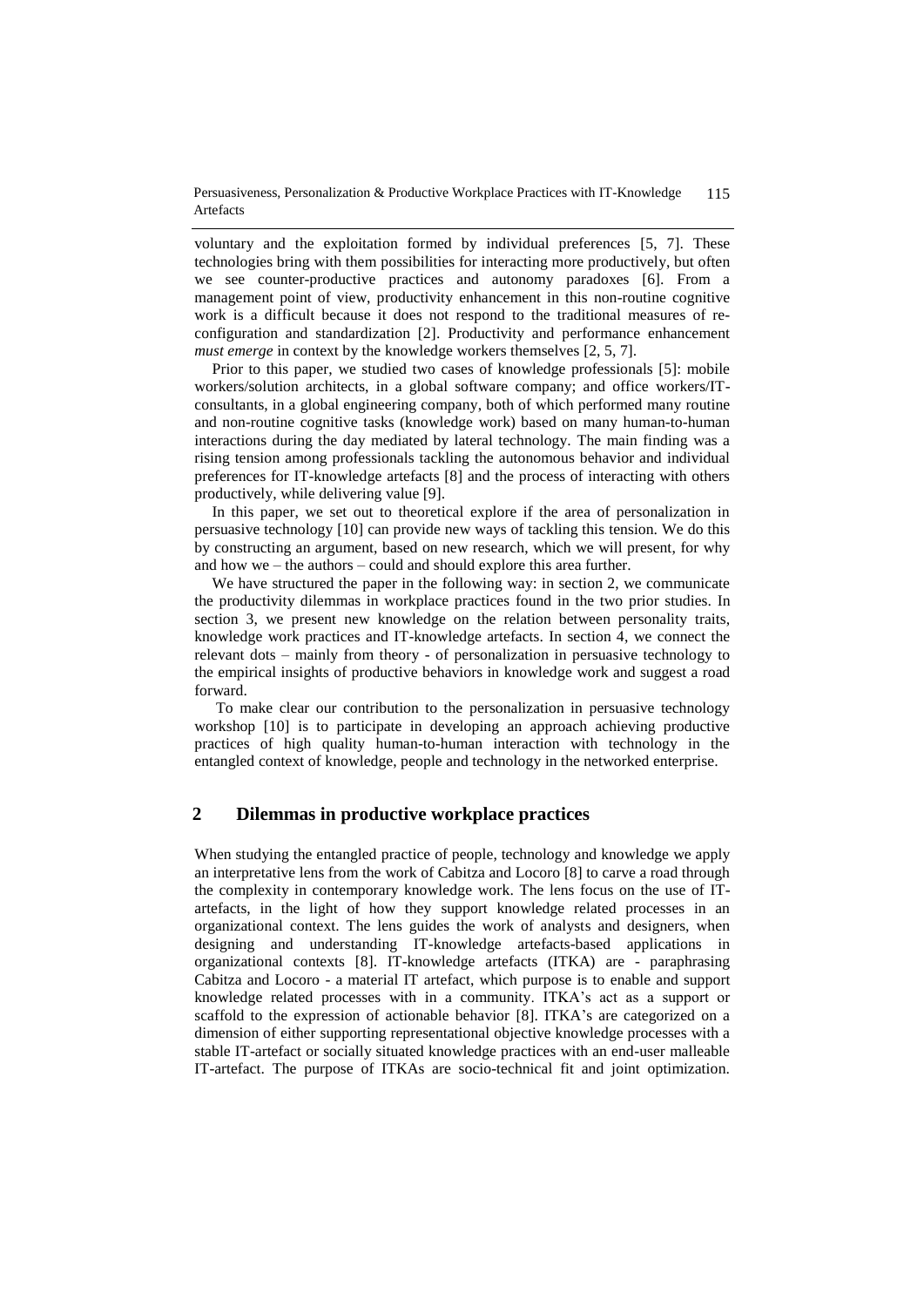voluntary and the exploitation formed by individual preferences [5, 7]. These technologies bring with them possibilities for interacting more productively, but often we see counter-productive practices and autonomy paradoxes [6]. From a management point of view, productivity enhancement in this non-routine cognitive work is a difficult because it does not respond to the traditional measures of re-configuration and standardization [2]. Productivity and performance enhancement *must emerge* in context by the knowledge workers themselves [2, 5, 7].

Prior to this paper, we studied two cases of knowledge professionals [5]: mobile workers/solution architects, in a global software company; and office workers/IT-consultants, in a global engineering company, both of which performed many routine and non-routine cognitive tasks (knowledge work) based on many human-to-human interactions during the day mediated by lateral technology. The main finding was a rising tension among professionals tackling the autonomous behavior and individual preferences for IT-knowledge artefacts [8] and the process of interacting with others productively, while delivering value [9].

In this paper, we set out to theoretical explore if the area of personalization in persuasive technology [10] can provide new ways of tackling this tension. We do this by constructing an argument, based on new research, which we will present, for why and how we – the authors – could and should explore this area further.

We have structured the paper in the following way: in section 2, we communicate the productivity dilemmas in workplace practices found in the two prior studies. In section 3, we present new knowledge on the relation between personality traits, knowledge work practices and IT-knowledge artefacts. In section 4, we connect the relevant dots – mainly from theory - of personalization in persuasive technology to the empirical insights of productive behaviors in knowledge work and suggest a road forward.

To make clear our contribution to the personalization in persuasive technology workshop [10] is to participate in developing an approach achieving productive practices of high quality human-to-human interaction with technology in the entangled context of knowledge, people and technology in the networked enterprise.

## 2 Dilemmas in productive workplace practices

When studying the entangled practice of people, technology and knowledge we apply an interpretative lens from the work of Cabitza and Locoro [8] to carve a road through the complexity in contemporary knowledge work. The lens focus on the use of IT-artefacts, in the light of how they support knowledge related processes in an organizational context. The lens guides the work of analysts and designers, when designing and understanding IT-knowledge artefacts-based applications in organizational contexts [8]. IT-knowledge artefacts (ITKA) are - paraphrasing Cabitza and Locoro - a material IT artefact, which purpose is to enable and support knowledge related processes with in a community. ITKA's act as a support or scaffold to the expression of actionable behavior [8]. ITKA's are categorized on a dimension of either supporting representational objective knowledge processes with a stable IT-artefact or socially situated knowledge practices with an end-user malleable IT-artefact. The purpose of ITKAs are socio-technical fit and joint optimization.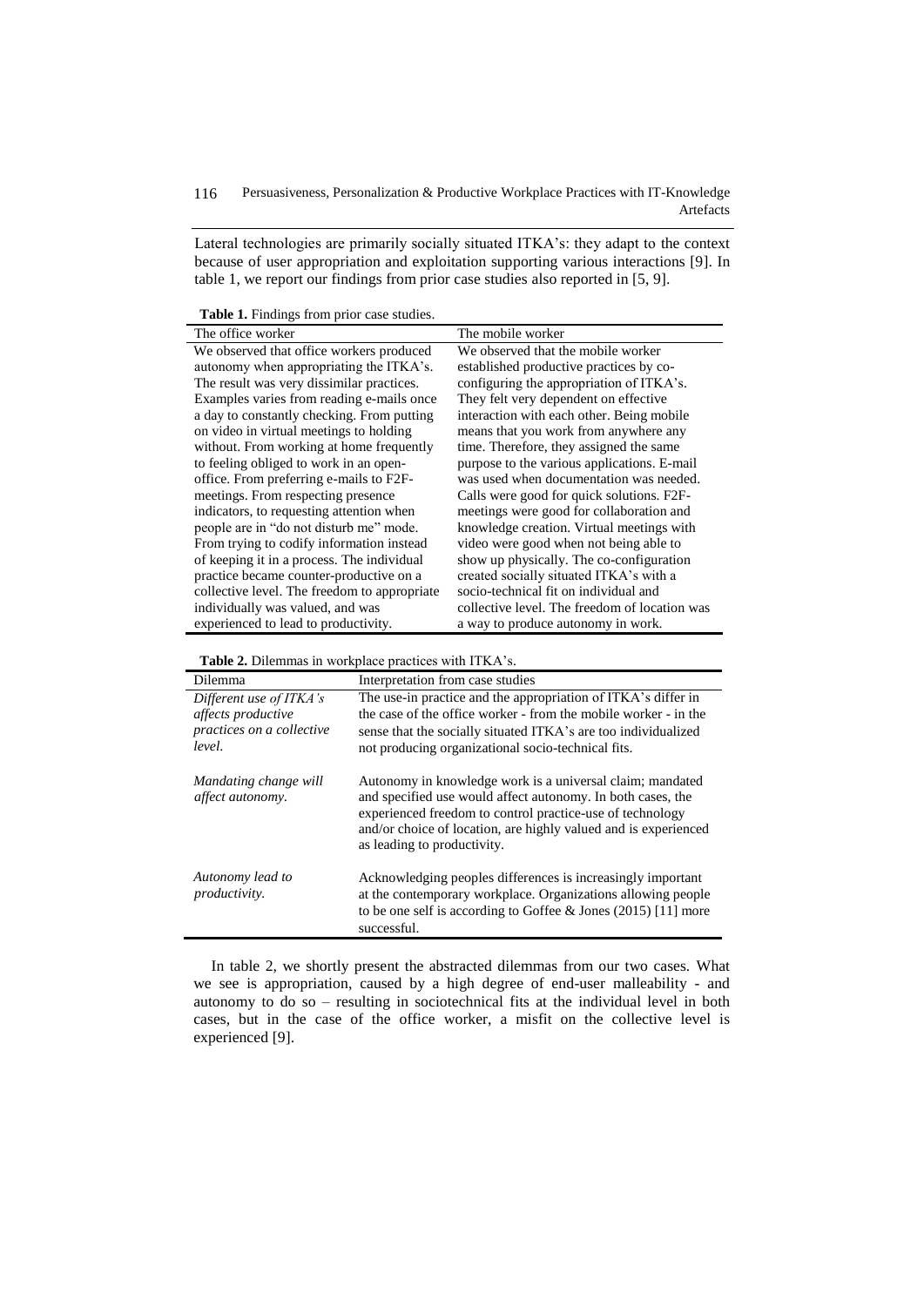Lateral technologies are primarily socially situated ITKA's: they adapt to the context because of user appropriation and exploitation supporting various interactions [9]. In table 1, we report our findings from prior case studies also reported in [5, 9].

**Table 1.** Findings from prior case studies.

| The office worker | The mobile worker |
| --- | --- |
| We observed that office workers produced autonomy when appropriating the ITKA's. The result was very dissimilar practices. Examples varies from reading e-mails once a day to constantly checking. From putting on video in virtual meetings to holding without. From working at home frequently to feeling obliged to work in an open-office. From preferring e-mails to F2F-meetings. From respecting presence indicators, to requesting attention when people are in "do not disturb me" mode. From trying to codify information instead of keeping it in a process. The individual practice became counter-productive on a collective level. The freedom to appropriate individually was valued, and was experienced to lead to productivity. | We observed that the mobile worker established productive practices by co-configuring the appropriation of ITKA's. They felt very dependent on effective interaction with each other. Being mobile means that you work from anywhere any time. Therefore, they assigned the same purpose to the various applications. E-mail was used when documentation was needed. Calls were good for quick solutions. F2F-meetings were good for collaboration and knowledge creation. Virtual meetings with video were good when not being able to show up physically. The co-configuration created socially situated ITKA's with a socio-technical fit on individual and collective level. The freedom of location was a way to produce autonomy in work. |

**Table 2.** Dilemmas in workplace practices with ITKA's.

| Dilemma | Interpretation from case studies |
| --- | --- |
| *Different use of ITKA's affects productive practices on a collective level.* | The use-in practice and the appropriation of ITKA's differ in the case of the office worker - from the mobile worker - in the sense that the socially situated ITKA's are too individualized not producing organizational socio-technical fits. |
| *Mandating change will affect autonomy.* | Autonomy in knowledge work is a universal claim; mandated and specified use would affect autonomy. In both cases, the experienced freedom to control practice-use of technology and/or choice of location, are highly valued and is experienced as leading to productivity. |
| *Autonomy lead to productivity.* | Acknowledging peoples differences is increasingly important at the contemporary workplace. Organizations allowing people to be one self is according to Goffee & Jones (2015) [11] more successful. |

In table 2, we shortly present the abstracted dilemmas from our two cases. What we see is appropriation, caused by a high degree of end-user malleability - and autonomy to do so – resulting in sociotechnical fits at the individual level in both cases, but in the case of the office worker, a misfit on the collective level is experienced [9].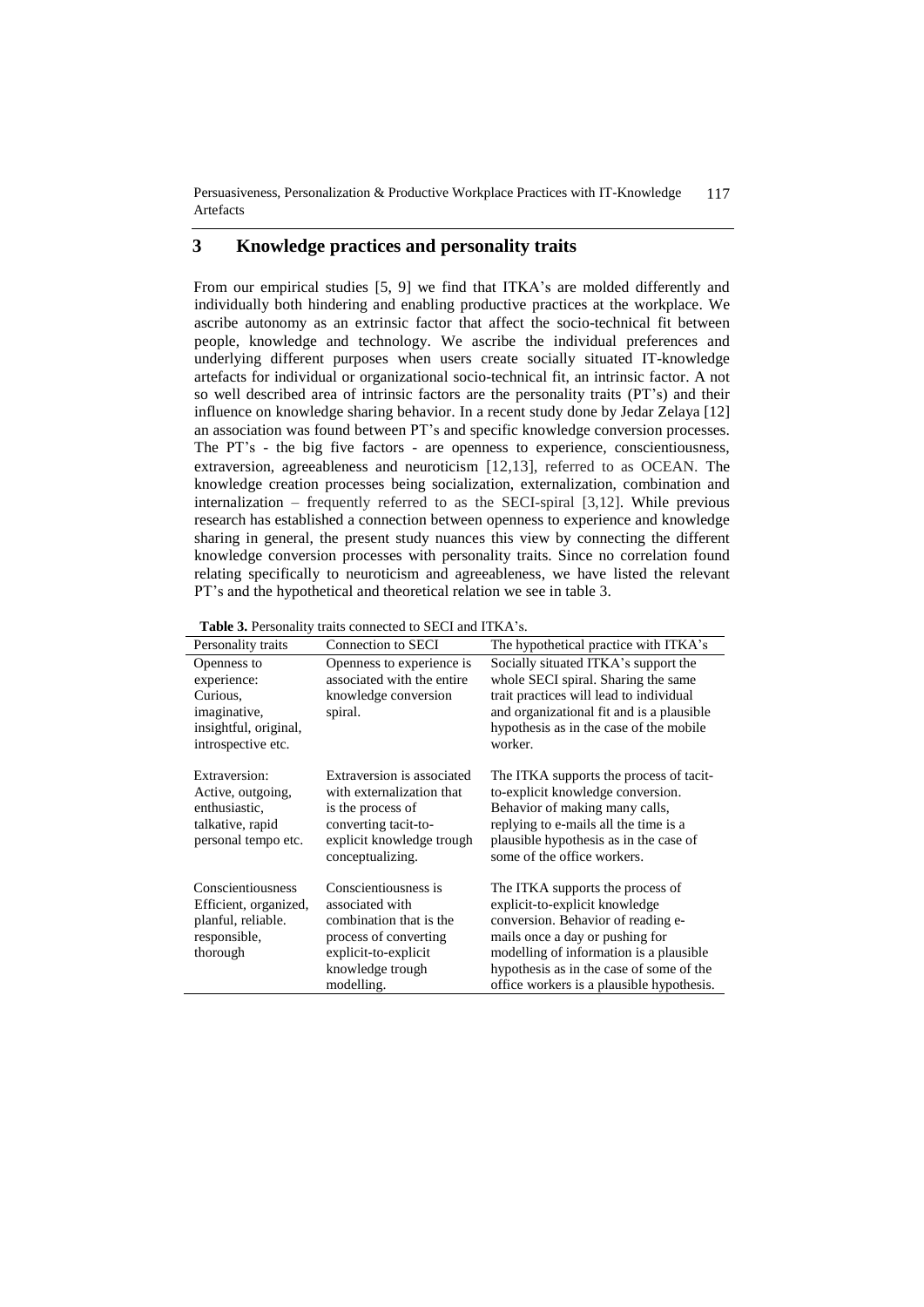## 3 Knowledge practices and personality traits

From our empirical studies [5, 9] we find that ITKA's are molded differently and individually both hindering and enabling productive practices at the workplace. We ascribe autonomy as an extrinsic factor that affect the socio-technical fit between people, knowledge and technology. We ascribe the individual preferences and underlying different purposes when users create socially situated IT-knowledge artefacts for individual or organizational socio-technical fit, an intrinsic factor. A not so well described area of intrinsic factors are the personality traits (PT's) and their influence on knowledge sharing behavior. In a recent study done by Jedar Zelaya [12] an association was found between PT's and specific knowledge conversion processes. The PT's - the big five factors - are openness to experience, conscientiousness, extraversion, agreeableness and neuroticism [12,13], referred to as OCEAN. The knowledge creation processes being socialization, externalization, combination and internalization – frequently referred to as the SECI-spiral [3,12]. While previous research has established a connection between openness to experience and knowledge sharing in general, the present study nuances this view by connecting the different knowledge conversion processes with personality traits. Since no correlation found relating specifically to neuroticism and agreeableness, we have listed the relevant PT's and the hypothetical and theoretical relation we see in table 3.

**Table 3.** Personality traits connected to SECI and ITKA's.

| Personality traits | Connection to SECI | The hypothetical practice with ITKA's |
|---|---|---|
| Openness to experience: Curious, imaginative, insightful, original, introspective etc. | Openness to experience is associated with the entire knowledge conversion spiral. | Socially situated ITKA's support the whole SECI spiral. Sharing the same trait practices will lead to individual and organizational fit and is a plausible hypothesis as in the case of the mobile worker. |
| Extraversion: Active, outgoing, enthusiastic, talkative, rapid personal tempo etc. | Extraversion is associated with externalization that is the process of converting tacit-to-explicit knowledge trough conceptualizing. | The ITKA supports the process of tacit-to-explicit knowledge conversion. Behavior of making many calls, replying to e-mails all the time is a plausible hypothesis as in the case of some of the office workers. |
| Conscientiousness Efficient, organized, planful, reliable. responsible, thorough | Conscientiousness is associated with combination that is the process of converting explicit-to-explicit knowledge trough modelling. | The ITKA supports the process of explicit-to-explicit knowledge conversion. Behavior of reading e-mails once a day or pushing for modelling of information is a plausible hypothesis as in the case of some of the office workers is a plausible hypothesis. |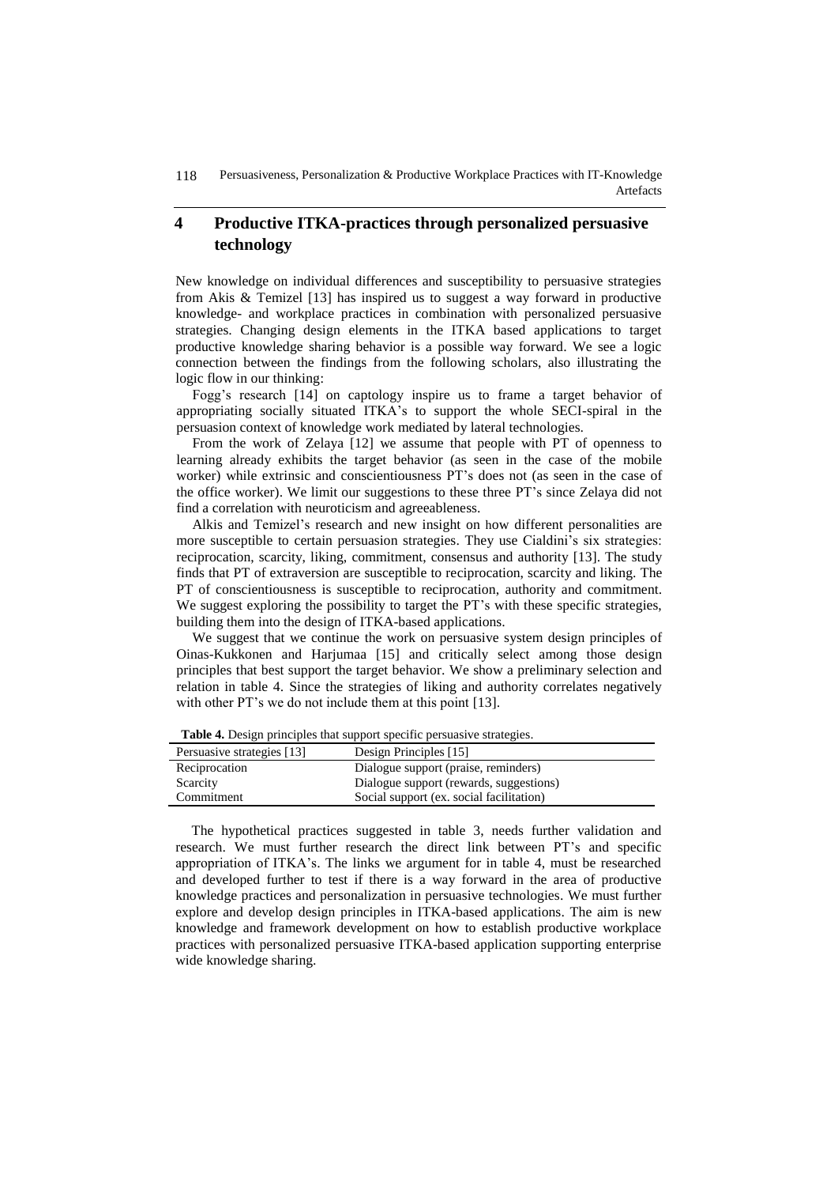## 4 Productive ITKA-practices through personalized persuasive technology

New knowledge on individual differences and susceptibility to persuasive strategies from Akis & Temizel [13] has inspired us to suggest a way forward in productive knowledge- and workplace practices in combination with personalized persuasive strategies. Changing design elements in the ITKA based applications to target productive knowledge sharing behavior is a possible way forward. We see a logic connection between the findings from the following scholars, also illustrating the logic flow in our thinking:

Fogg's research [14] on captology inspire us to frame a target behavior of appropriating socially situated ITKA's to support the whole SECI-spiral in the persuasion context of knowledge work mediated by lateral technologies.

From the work of Zelaya [12] we assume that people with PT of openness to learning already exhibits the target behavior (as seen in the case of the mobile worker) while extrinsic and conscientiousness PT's does not (as seen in the case of the office worker). We limit our suggestions to these three PT's since Zelaya did not find a correlation with neuroticism and agreeableness.

Alkis and Temizel's research and new insight on how different personalities are more susceptible to certain persuasion strategies. They use Cialdini's six strategies: reciprocation, scarcity, liking, commitment, consensus and authority [13]. The study finds that PT of extraversion are susceptible to reciprocation, scarcity and liking. The PT of conscientiousness is susceptible to reciprocation, authority and commitment. We suggest exploring the possibility to target the PT's with these specific strategies, building them into the design of ITKA-based applications.

We suggest that we continue the work on persuasive system design principles of Oinas-Kukkonen and Harjumaa [15] and critically select among those design principles that best support the target behavior. We show a preliminary selection and relation in table 4. Since the strategies of liking and authority correlates negatively with other PT's we do not include them at this point [13].

**Table 4.** Design principles that support specific persuasive strategies.

| Persuasive strategies [13] | Design Principles [15] |
|---|---|
| Reciprocation | Dialogue support (praise, reminders) |
| Scarcity | Dialogue support (rewards, suggestions) |
| Commitment | Social support (ex. social facilitation) |

The hypothetical practices suggested in table 3, needs further validation and research. We must further research the direct link between PT's and specific appropriation of ITKA's. The links we argument for in table 4, must be researched and developed further to test if there is a way forward in the area of productive knowledge practices and personalization in persuasive technologies. We must further explore and develop design principles in ITKA-based applications. The aim is new knowledge and framework development on how to establish productive workplace practices with personalized persuasive ITKA-based application supporting enterprise wide knowledge sharing.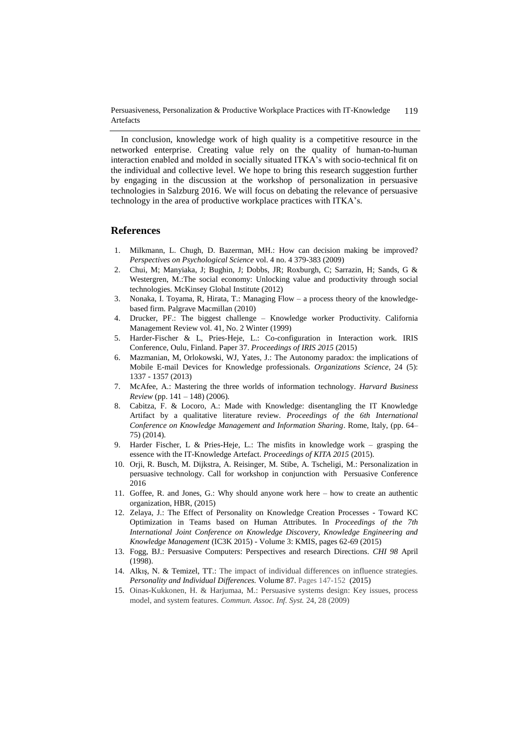In conclusion, knowledge work of high quality is a competitive resource in the networked enterprise. Creating value rely on the quality of human-to-human interaction enabled and molded in socially situated ITKA's with socio-technical fit on the individual and collective level. We hope to bring this research suggestion further by engaging in the discussion at the workshop of personalization in persuasive technologies in Salzburg 2016. We will focus on debating the relevance of persuasive technology in the area of productive workplace practices with ITKA's.

## References

1. Milkmann, L. Chugh, D. Bazerman, MH.: How can decision making be improved? *Perspectives on Psychological Science* vol. 4 no. 4 379-383 (2009)
2. Chui, M; Manyiaka, J; Bughin, J; Dobbs, JR; Roxburgh, C; Sarrazin, H; Sands, G & Westergren, M.:The social economy: Unlocking value and productivity through social technologies. McKinsey Global Institute (2012)
3. Nonaka, I. Toyama, R, Hirata, T.: Managing Flow – a process theory of the knowledge-based firm. Palgrave Macmillan (2010)
4. Drucker, PF.: The biggest challenge – Knowledge worker Productivity. California Management Review vol. 41, No. 2 Winter (1999)
5. Harder-Fischer & L, Pries-Heje, L.: Co-configuration in Interaction work. IRIS Conference, Oulu, Finland. Paper 37. *Proceedings of IRIS 2015* (2015)
6. Mazmanian, M, Orlokowski, WJ, Yates, J.: The Autonomy paradox: the implications of Mobile E-mail Devices for Knowledge professionals. *Organizations Science*, 24 (5): 1337 - 1357 (2013)
7. McAfee, A.: Mastering the three worlds of information technology. *Harvard Business Review* (pp. 141 – 148) (2006).
8. Cabitza, F. & Locoro, A.: Made with Knowledge: disentangling the IT Knowledge Artifact by a qualitative literature review. *Proceedings of the 6th International Conference on Knowledge Management and Information Sharing*. Rome, Italy, (pp. 64–75) (2014).
9. Harder Fischer, L & Pries-Heje, L.: The misfits in knowledge work – grasping the essence with the IT-Knowledge Artefact. *Proceedings of KITA 2015* (2015).
10. Orji, R. Busch, M. Dijkstra, A. Reisinger, M. Stibe, A. Tscheligi, M.: Personalization in persuasive technology. Call for workshop in conjunction with Persuasive Conference 2016
11. Goffee, R. and Jones, G.: Why should anyone work here – how to create an authentic organization, HBR, (2015)
12. Zelaya, J.: The Effect of Personality on Knowledge Creation Processes - Toward KC Optimization in Teams based on Human Attributes. In *Proceedings of the 7th International Joint Conference on Knowledge Discovery, Knowledge Engineering and Knowledge Management* (IC3K 2015) - Volume 3: KMIS, pages 62-69 (2015)
13. Fogg, BJ.: Persuasive Computers: Perspectives and research Directions. *CHI 98* April (1998).
14. Alkış, N. & Temizel, TT.: The impact of individual differences on influence strategies. *Personality and Individual Differences.* Volume 87. Pages 147-152 (2015)
15. Oinas-Kukkonen, H. & Harjumaa, M.: Persuasive systems design: Key issues, process model, and system features. *Commun. Assoc. Inf. Syst.* 24, 28 (2009)